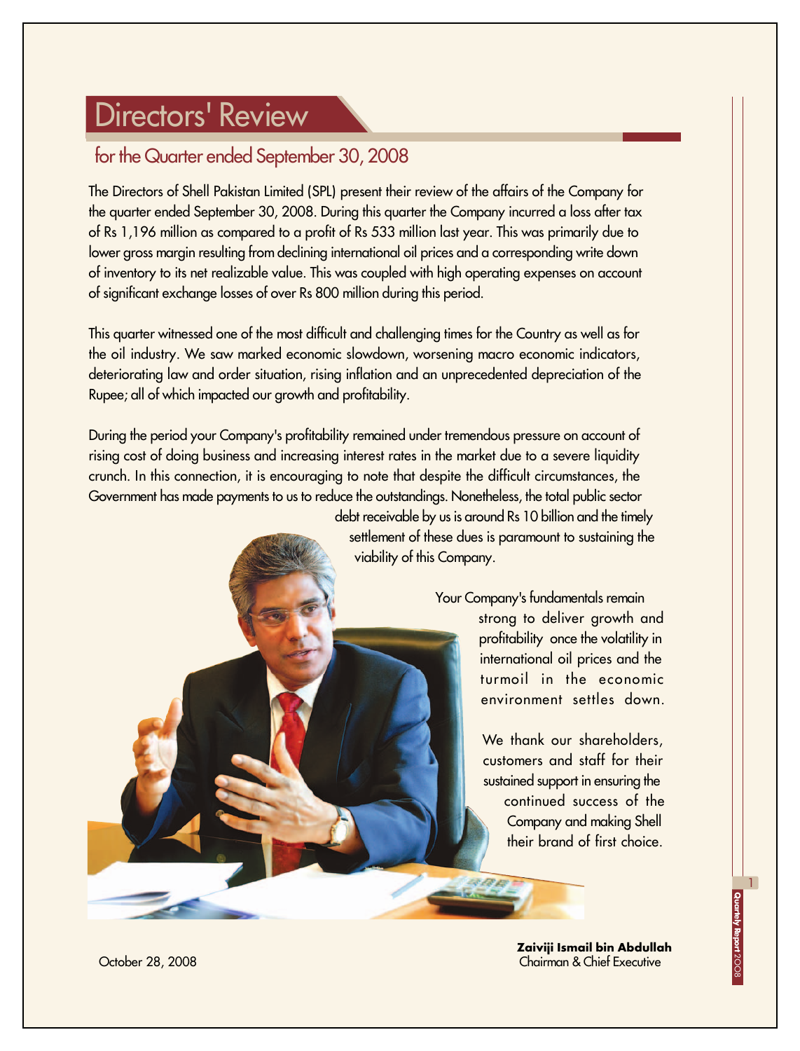# Directors' Review

## for the Quarter ended September 30, 2008

The Directors of Shell Pakistan Limited (SPL) present their review of the affairs of the Company for the quarter ended September 30, 2008. During this quarter the Company incurred a loss after tax of Rs 1,196 million as compared to a profit of Rs 533 million last year. This was primarily due to lower gross margin resulting from declining international oil prices and a corresponding write down of inventory to its net realizable value. This was coupled with high operating expenses on account of significant exchange losses of over Rs 800 million during this period.

This quarter witnessed one of the most difficult and challenging times for the Country as well as for the oil industry. We saw marked economic slowdown, worsening macro economic indicators, deteriorating law and order situation, rising inflation and an unprecedented depreciation of the Rupee; all of which impacted our growth and profitability.

During the period your Company's profitability remained under tremendous pressure on account of rising cost of doing business and increasing interest rates in the market due to a severe liquidity crunch. In this connection, it is encouraging to note that despite the difficult circumstances, the Government has made payments to us to reduce the outstandings. Nonetheless, the total public sector debt receivable by us is around Rs 10 billion and the timely settlement of these dues is paramount to sustaining the viability of this Company.

Your Company's fundamentals remain strong to deliver growth and profitability once the volatility in international oil prices and the turmoil in the economic environment settles down.

We thank our shareholders, customers and staff for their sustained support in ensuring the continued success of the Company and making Shell their brand of first choice.

October 28, 2008

**Zaiviji Ismail bin Abdullah**
Chairman & Chief Executive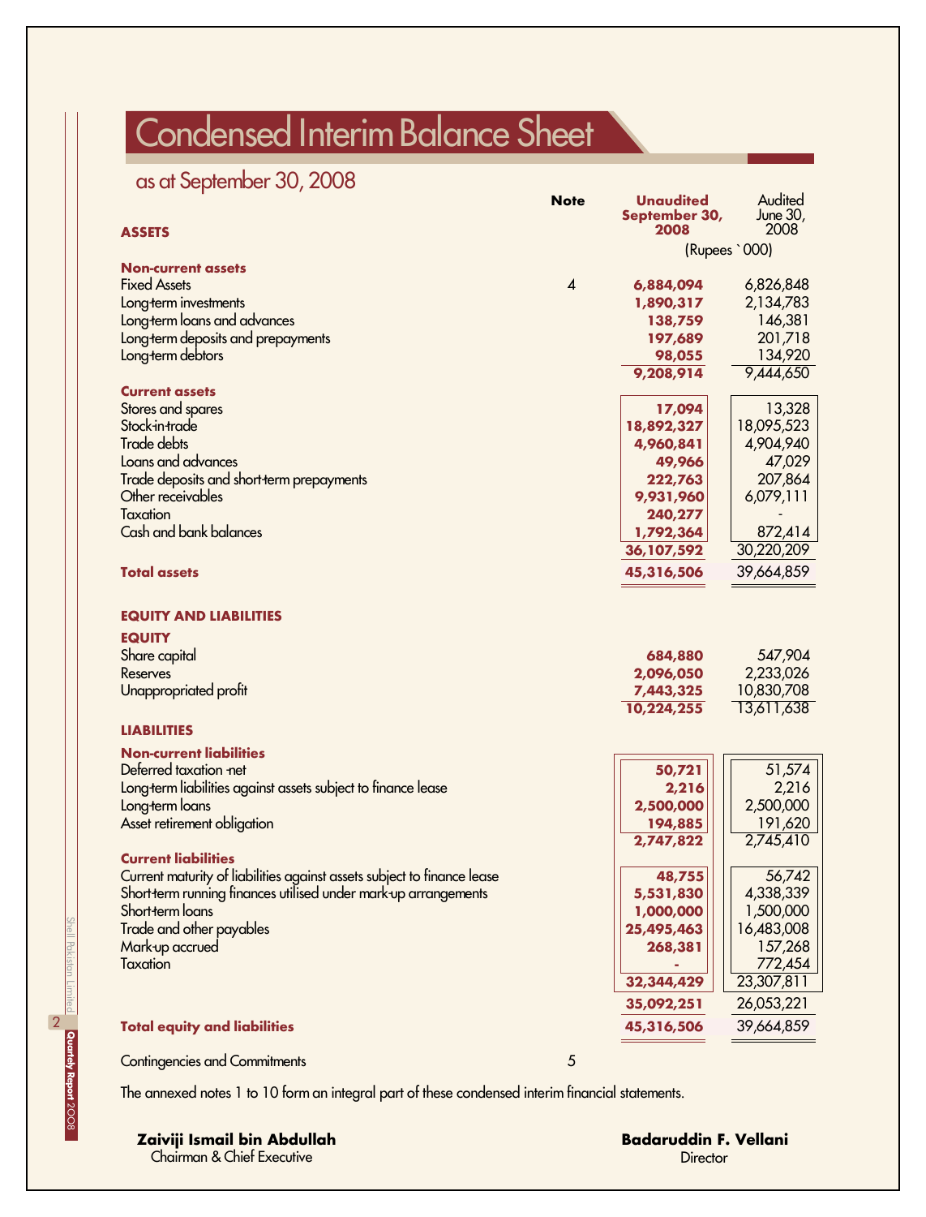# Condensed Interim Balance Sheet

## as at September 30, 2008

| | Note | Unaudited September 30, 2008 | Audited June 30, 2008 |
|---|---|---|---|
| **ASSETS** | | (Rupees `000) | |
| **Non-current assets** | | | |
| Fixed Assets | 4 | **6,884,094** | 6,826,848 |
| Long-term investments | | **1,890,317** | 2,134,783 |
| Long-term loans and advances | | **138,759** | 146,381 |
| Long-term deposits and prepayments | | **197,689** | 201,718 |
| Long-term debtors | | **98,055** | 134,920 |
| | | **9,208,914** | 9,444,650 |
| **Current assets** | | | |
| Stores and spares | | **17,094** | 13,328 |
| Stock-in-trade | | **18,892,327** | 18,095,523 |
| Trade debts | | **4,960,841** | 4,904,940 |
| Loans and advances | | **49,966** | 47,029 |
| Trade deposits and short-term prepayments | | **222,763** | 207,864 |
| Other receivables | | **9,931,960** | 6,079,111 |
| Taxation | | **240,277** | - |
| Cash and bank balances | | **1,792,364** | 872,414 |
| | | **36,107,592** | 30,220,209 |
| **Total assets** | | **45,316,506** | 39,664,859 |
| **EQUITY AND LIABILITIES** | | | |
| **EQUITY** | | | |
| Share capital | | **684,880** | 547,904 |
| Reserves | | **2,096,050** | 2,233,026 |
| Unappropriated profit | | **7,443,325** | 10,830,708 |
| | | **10,224,255** | 13,611,638 |
| **LIABILITIES** | | | |
| **Non-current liabilities** | | | |
| Deferred taxation -net | | **50,721** | 51,574 |
| Long-term liabilities against assets subject to finance lease | | **2,216** | 2,216 |
| Long-term loans | | **2,500,000** | 2,500,000 |
| Asset retirement obligation | | **194,885** | 191,620 |
| | | **2,747,822** | 2,745,410 |
| **Current liabilities** | | | |
| Current maturity of liabilities against assets subject to finance lease | | **48,755** | 56,742 |
| Short-term running finances utilised under mark-up arrangements | | **5,531,830** | 4,338,339 |
| Short-term loans | | **1,000,000** | 1,500,000 |
| Trade and other payables | | **25,495,463** | 16,483,008 |
| Mark-up accrued | | **268,381** | 157,268 |
| Taxation | | **-** | 772,454 |
| | | **32,344,429** | 23,307,811 |
| | | **35,092,251** | 26,053,221 |
| **Total equity and liabilities** | | **45,316,506** | 39,664,859 |
| Contingencies and Commitments | 5 | | |

The annexed notes 1 to 10 form an integral part of these condensed interim financial statements.

**Zaiviji Ismail bin Abdullah**
Chairman & Chief Executive

**Badaruddin F. Vellani**
Director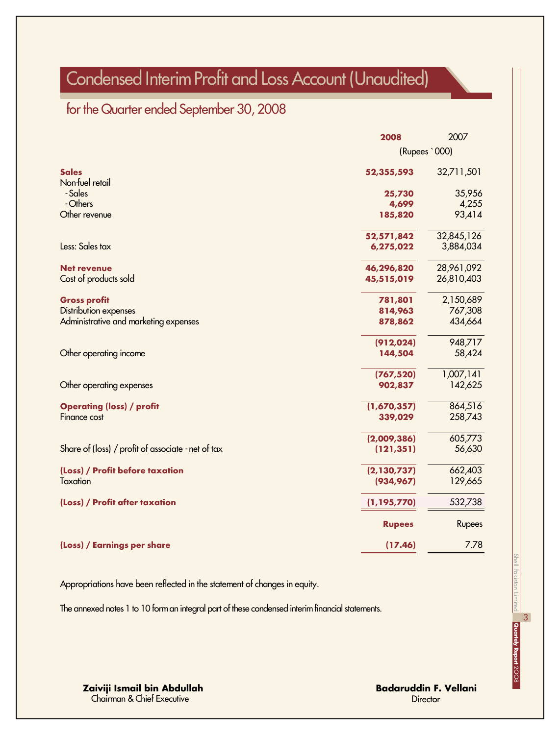# Condensed Interim Profit and Loss Account (Unaudited)

## for the Quarter ended September 30, 2008

| | 2008 | 2007 |
|---|---|---|
| | (Rupees `000) | |
| **Sales** | **52,355,593** | 32,711,501 |
| Non-fuel retail | | |
| - Sales | **25,730** | 35,956 |
| - Others | **4,699** | 4,255 |
| Other revenue | **185,820** | 93,414 |
| | **52,571,842** | 32,845,126 |
| Less: Sales tax | **6,275,022** | 3,884,034 |
| **Net revenue** | **46,296,820** | 28,961,092 |
| Cost of products sold | **45,515,019** | 26,810,403 |
| **Gross profit** | **781,801** | 2,150,689 |
| Distribution expenses | **814,963** | 767,308 |
| Administrative and marketing expenses | **878,862** | 434,664 |
| | **(912,024)** | 948,717 |
| Other operating income | **144,504** | 58,424 |
| | **(767,520)** | 1,007,141 |
| Other operating expenses | **902,837** | 142,625 |
| **Operating (loss) / profit** | **(1,670,357)** | 864,516 |
| Finance cost | **339,029** | 258,743 |
| | **(2,009,386)** | 605,773 |
| Share of (loss) / profit of associate - net of tax | **(121,351)** | 56,630 |
| **(Loss) / Profit before taxation** | **(2,130,737)** | 662,403 |
| Taxation | **(934,967)** | 129,665 |
| **(Loss) / Profit after taxation** | **(1,195,770)** | 532,738 |
| | **Rupees** | Rupees |
| **(Loss) / Earnings per share** | **(17.46)** | 7.78 |

Appropriations have been reflected in the statement of changes in equity.

The annexed notes 1 to 10 form an integral part of these condensed interim financial statements.

**Zaiviji Ismail bin Abdullah**
Chairman & Chief Executive

**Badaruddin F. Vellani**
Director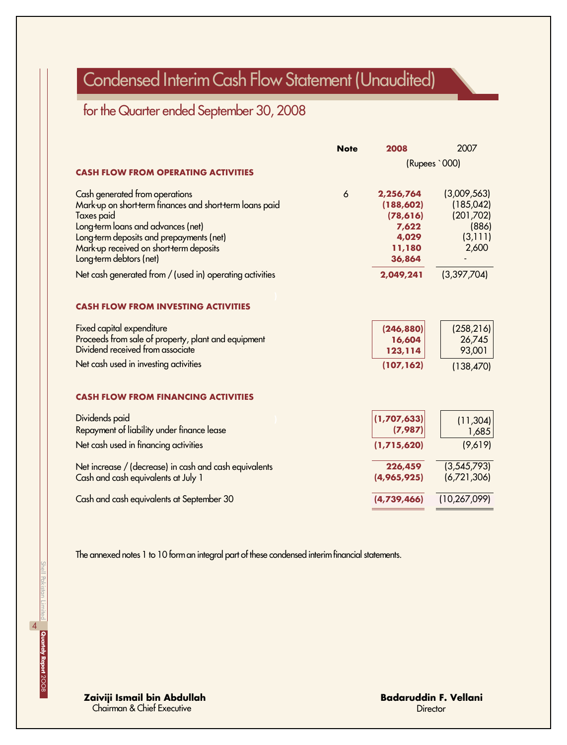# Condensed Interim Cash Flow Statement (Unaudited)

## for the Quarter ended September 30, 2008

| | Note | 2008 | 2007 |
|---|---|---|---|
| | | (Rupees `000) | |
| **CASH FLOW FROM OPERATING ACTIVITIES** | | | |
| Cash generated from operations | 6 | 2,256,764 | (3,009,563) |
| Mark-up on short-term finances and short-term loans paid | | (188,602) | (185,042) |
| Taxes paid | | (78,616) | (201,702) |
| Long-term loans and advances (net) | | 7,622 | (886) |
| Long-term deposits and prepayments (net) | | 4,029 | (3,111) |
| Mark-up received on short-term deposits | | 11,180 | 2,600 |
| Long-term debtors (net) | | 36,864 | - |
| Net cash generated from / (used in) operating activities | | 2,049,241 | (3,397,704) |
| **CASH FLOW FROM INVESTING ACTIVITIES** | | | |
| Fixed capital expenditure | | (246,880) | (258,216) |
| Proceeds from sale of property, plant and equipment | | 16,604 | 26,745 |
| Dividend received from associate | | 123,114 | 93,001 |
| Net cash used in investing activities | | (107,162) | (138,470) |
| **CASH FLOW FROM FINANCING ACTIVITIES** | | | |
| Dividends paid | | (1,707,633) | (11,304) |
| Repayment of liability under finance lease | | (7,987) | 1,685 |
| Net cash used in financing activities | | (1,715,620) | (9,619) |
| Net increase / (decrease) in cash and cash equivalents | | 226,459 | (3,545,793) |
| Cash and cash equivalents at July 1 | | (4,965,925) | (6,721,306) |
| Cash and cash equivalents at September 30 | | (4,739,466) | (10,267,099) |

The annexed notes 1 to 10 form an integral part of these condensed interim financial statements.

**Zaiviji Ismail bin Abdullah**
Chairman & Chief Executive

**Badaruddin F. Vellani**
Director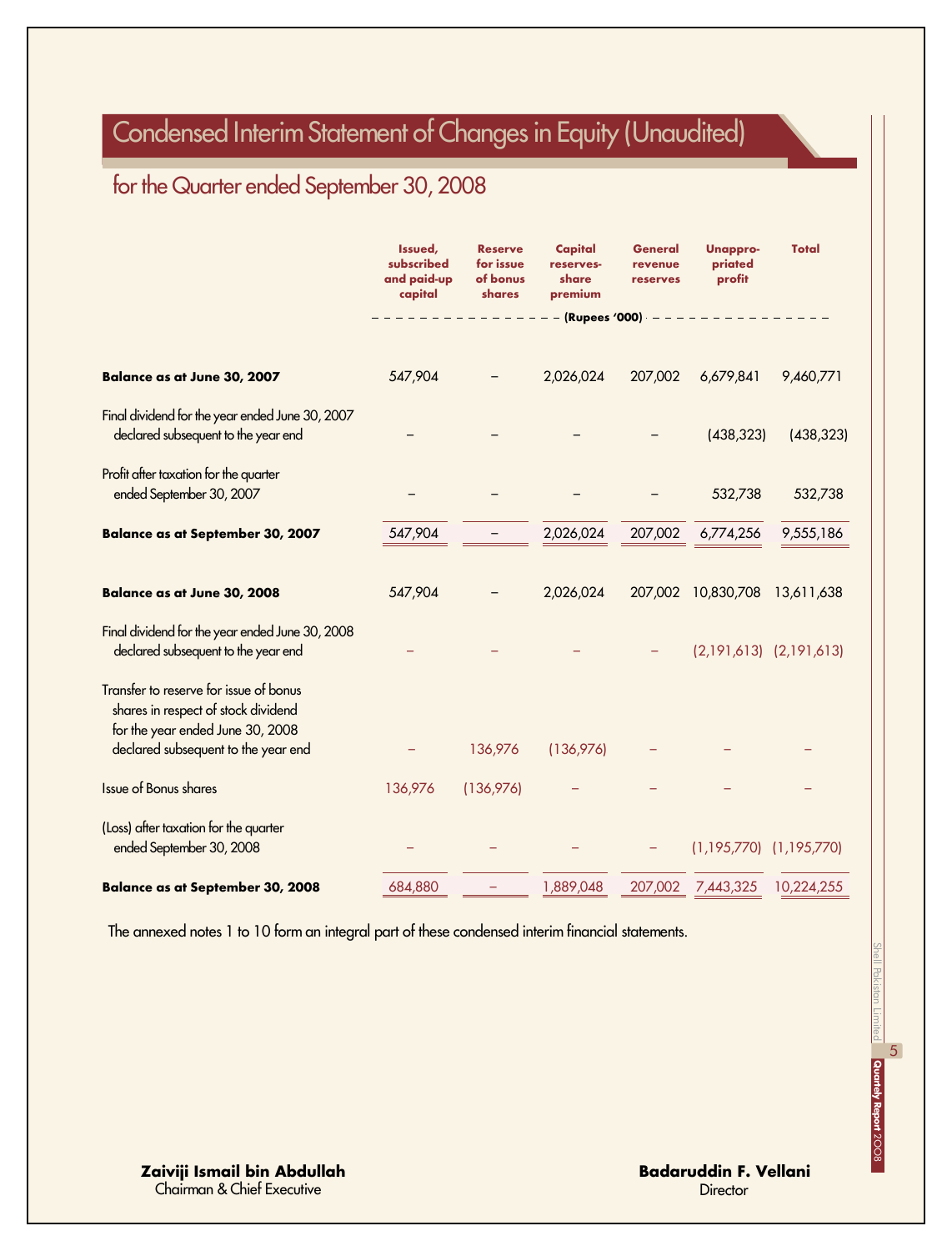# Condensed Interim Statement of Changes in Equity (Unaudited)

## for the Quarter ended September 30, 2008

| | Issued, subscribed and paid-up capital | Reserve for issue of bonus shares | Capital reserves-share premium | General revenue reserves | Unappro-priated profit | Total |
|---|---|---|---|---|---|---|
| | (Rupees '000) | | | | | |
| **Balance as at June 30, 2007** | 547,904 | – | 2,026,024 | 207,002 | 6,679,841 | 9,460,771 |
| Final dividend for the year ended June 30, 2007 declared subsequent to the year end | – | – | – | – | (438,323) | (438,323) |
| Profit after taxation for the quarter ended September 30, 2007 | – | – | – | – | 532,738 | 532,738 |
| **Balance as at September 30, 2007** | 547,904 | – | 2,026,024 | 207,002 | 6,774,256 | 9,555,186 |
| **Balance as at June 30, 2008** | 547,904 | – | 2,026,024 | 207,002 | 10,830,708 | 13,611,638 |
| Final dividend for the year ended June 30, 2008 declared subsequent to the year end | – | – | – | – | (2,191,613) | (2,191,613) |
| Transfer to reserve for issue of bonus shares in respect of stock dividend for the year ended June 30, 2008 declared subsequent to the year end | – | 136,976 | (136,976) | – | – | – |
| Issue of Bonus shares | 136,976 | (136,976) | – | – | – | – |
| (Loss) after taxation for the quarter ended September 30, 2008 | – | – | – | – | (1,195,770) | (1,195,770) |
| **Balance as at September 30, 2008** | 684,880 | – | 1,889,048 | 207,002 | 7,443,325 | 10,224,255 |

The annexed notes 1 to 10 form an integral part of these condensed interim financial statements.

**Zaiviji Ismail bin Abdullah**
Chairman & Chief Executive

**Badaruddin F. Vellani**
Director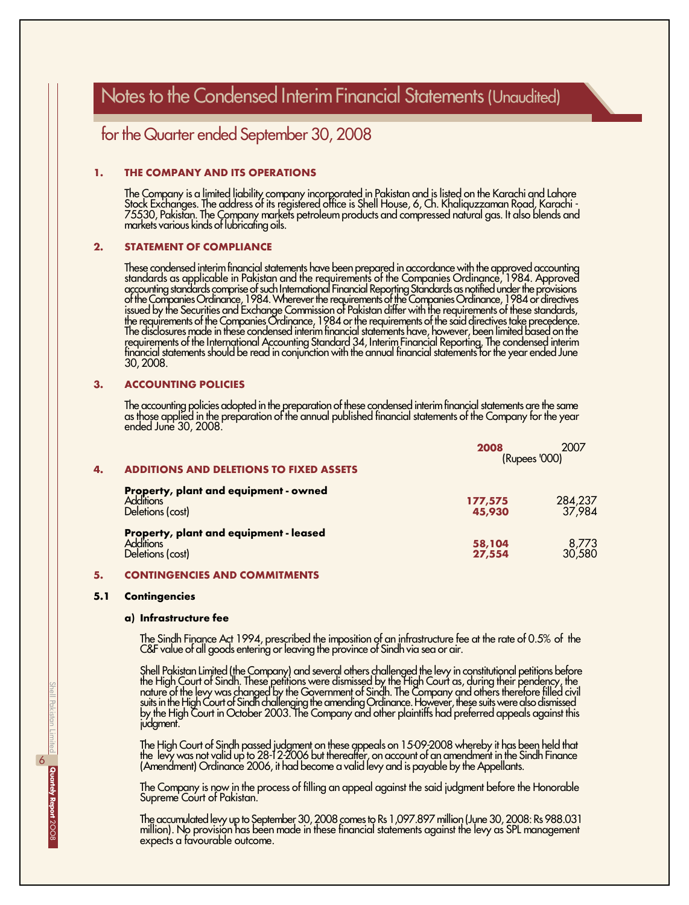# Notes to the Condensed Interim Financial Statements (Unaudited)

## for the Quarter ended September 30, 2008

### 1. THE COMPANY AND ITS OPERATIONS

The Company is a limited liability company incorporated in Pakistan and is listed on the Karachi and Lahore Stock Exchanges. The address of its registered office is Shell House, 6, Ch. Khaliquzzaman Road, Karachi - 75530, Pakistan. The Company markets petroleum products and compressed natural gas. It also blends and markets various kinds of lubricating oils.

### 2. STATEMENT OF COMPLIANCE

These condensed interim financial statements have been prepared in accordance with the approved accounting standards as applicable in Pakistan and the requirements of the Companies Ordinance, 1984. Approved accounting standards comprise of such International Financial Reporting Standards as notified under the provisions of the Companies Ordinance, 1984. Wherever the requirements of the Companies Ordinance, 1984 or directives issued by the Securities and Exchange Commission of Pakistan differ with the requirements of these standards, the requirements of the Companies Ordinance, 1984 or the requirements of the said directives take precedence. The disclosures made in these condensed interim financial statements have, however, been limited based on the requirements of the International Accounting Standard 34, Interim Financial Reporting. The condensed interim financial statements should be read in conjunction with the annual financial statements for the year ended June 30, 2008.

### 3. ACCOUNTING POLICIES

The accounting policies adopted in the preparation of these condensed interim financial statements are the same as those applied in the preparation of the annual published financial statements of the Company for the year ended June 30, 2008.

### 4. ADDITIONS AND DELETIONS TO FIXED ASSETS

| | 2008 | 2007 |
|---|---|---|
| | (Rupees '000) | |
| **Property, plant and equipment - owned** | | |
| Additions | **177,575** | 284,237 |
| Deletions (cost) | **45,930** | 37,984 |
| **Property, plant and equipment - leased** | | |
| Additions | **58,104** | 8,773 |
| Deletions (cost) | **27,554** | 30,580 |

### 5. CONTINGENCIES AND COMMITMENTS

#### 5.1 Contingencies

**a) Infrastructure fee**

The Sindh Finance Act 1994, prescribed the imposition of an infrastructure fee at the rate of 0.5% of the C&F value of all goods entering or leaving the province of Sindh via sea or air.

Shell Pakistan Limited (the Company) and several others challenged the levy in constitutional petitions before the High Court of Sindh. These petitions were dismissed by the High Court as, during their pendency, the nature of the levy was changed by the Government of Sindh. The Company and others therefore filled civil suits in the High Court of Sindh challenging the amending Ordinance. However, these suits were also dismissed by the High Court in October 2003. The Company and other plaintiffs had preferred appeals against this judgment.

The High Court of Sindh passed judgment on these appeals on 15-09-2008 whereby it has been held that the levy was not valid up to 28-12-2006 but thereafter, on account of an amendment in the Sindh Finance (Amendment) Ordinance 2006, it had become a valid levy and is payable by the Appellants.

The Company is now in the process of filling an appeal against the said judgment before the Honorable Supreme Court of Pakistan.

The accumulated levy up to September 30, 2008 comes to Rs 1,097.897 million (June 30, 2008: Rs 988.031 million). No provision has been made in these financial statements against the levy as SPL management expects a favourable outcome.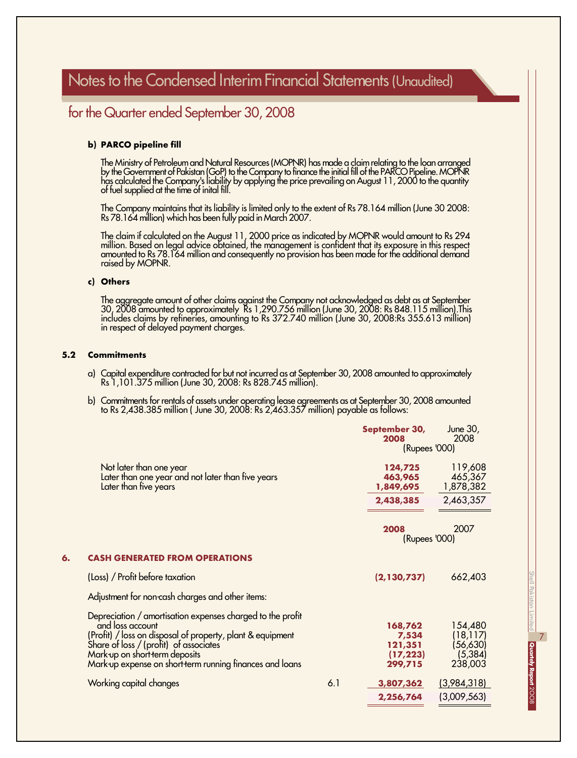# Notes to the Condensed Interim Financial Statements (Unaudited)

## for the Quarter ended September 30, 2008

**b) PARCO pipeline fill**

The Ministry of Petroleum and Natural Resources (MOPNR) has made a claim relating to the loan arranged by the Government of Pakistan (GoP) to the Company to finance the initial fill of the PARCO Pipeline. MOPNR has calculated the Company's liability by applying the price prevailing on August 11, 2000 to the quantity of fuel supplied at the time of inital fill.

The Company maintains that its liability is limited only to the extent of Rs 78.164 million (June 30 2008: Rs 78.164 million) which has been fully paid in March 2007.

The claim if calculated on the August 11, 2000 price as indicated by MOPNR would amount to Rs 294 million. Based on legal advice obtained, the management is confident that its exposure in this respect amounted to Rs 78.164 million and consequently no provision has been made for the additional demand raised by MOPNR.

**c) Others**

The aggregate amount of other claims against the Company not acknowledged as debt as at September 30, 2008 amounted to approximately Rs 1,290.756 million (June 30, 2008: Rs 848.115 million).This includes claims by refineries, amounting to Rs 372.740 million (June 30, 2008:Rs 355.613 million) in respect of delayed payment charges.

**5.2 Commitments**

a) Capital expenditure contracted for but not incurred as at September 30, 2008 amounted to approximately Rs 1,101.375 million (June 30, 2008: Rs 828.745 million).

b) Commitments for rentals of assets under operating lease agreements as at September 30, 2008 amounted to Rs 2,438.385 million ( June 30, 2008: Rs 2,463.357 million) payable as follows:

| | September 30, 2008 | June 30, 2008 |
|---|---|---|
| | (Rupees '000) | |
| Not later than one year | 124,725 | 119,608 |
| Later than one year and not later than five years | 463,965 | 465,367 |
| Later than five years | 1,849,695 | 1,878,382 |
| | 2,438,385 | 2,463,357 |

**6. CASH GENERATED FROM OPERATIONS**

| | Note | 2008 | 2007 |
|---|---|---|---|
| | | (Rupees '000) | |
| (Loss) / Profit before taxation | | (2,130,737) | 662,403 |
| Adjustment for non-cash charges and other items: | | | |
| Depreciation / amortisation expenses charged to the profit and loss account | | 168,762 | 154,480 |
| (Profit) / loss on disposal of property, plant & equipment | | 7,534 | (18,117) |
| Share of loss / (profit) of associates | | 121,351 | (56,630) |
| Mark-up on short-term deposits | | (17,223) | (5,384) |
| Mark-up expense on short-term running finances and loans | | 299,715 | 238,003 |
| Working capital changes | 6.1 | 3,807,362 | (3,984,318) |
| | | 2,256,764 | (3,009,563) |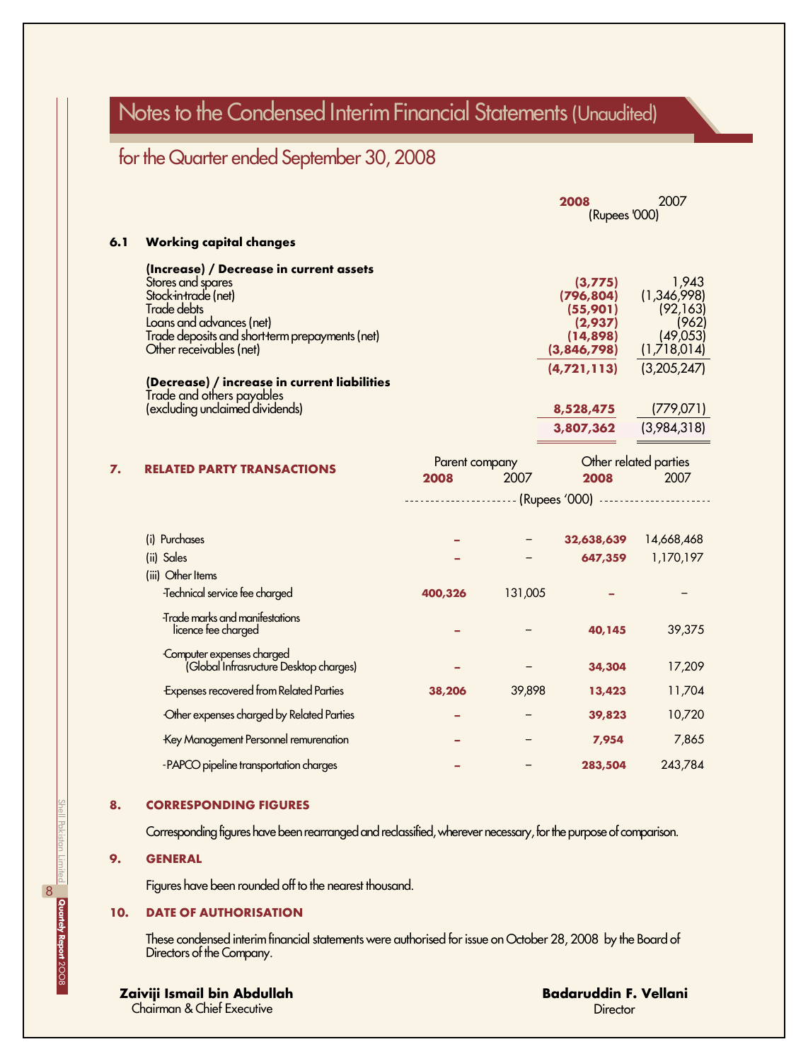# Notes to the Condensed Interim Financial Statements (Unaudited)

## for the Quarter ended September 30, 2008

| | | 2008 | 2007 |
|---|---|---|---|
| | | (Rupees '000) | |
| **6.1** | **Working capital changes** | | |
| | **(Increase) / Decrease in current assets** | | |
| | Stores and spares | **(3,775)** | 1,943 |
| | Stock-in-trade (net) | **(796,804)** | (1,346,998) |
| | Trade debts | **(55,901)** | (92,163) |
| | Loans and advances (net) | **(2,937)** | (962) |
| | Trade deposits and short-term prepayments (net) | **(14,898)** | (49,053) |
| | Other receivables (net) | **(3,846,798)** | (1,718,014) |
| | | **(4,721,113)** | (3,205,247) |
| | **(Decrease) / increase in current liabilities** | | |
| | Trade and others payables (excluding unclaimed dividends) | **8,528,475** | (779,071) |
| | | **3,807,362** | (3,984,318) |

## 7. RELATED PARTY TRANSACTIONS

| | Parent company | | Other related parties | |
|---|---|---|---|---|
| | **2008** | 2007 | **2008** | 2007 |
| | (Rupees '000) | | | |
| (i) Purchases | **–** | – | **32,638,639** | 14,668,468 |
| (ii) Sales | **–** | – | **647,359** | 1,170,197 |
| (iii) Other Items | | | | |
| -Technical service fee charged | **400,326** | 131,005 | **–** | – |
| -Trade marks and manifestations licence fee charged | **–** | – | **40,145** | 39,375 |
| -Computer expenses charged (Global Infrasructure Desktop charges) | **–** | – | **34,304** | 17,209 |
| -Expenses recovered from Related Parties | **38,206** | 39,898 | **13,423** | 11,704 |
| -Other expenses charged by Related Parties | **–** | – | **39,823** | 10,720 |
| -Key Management Personnel remurenation | **–** | – | **7,954** | 7,865 |
| -PAPCO pipeline transportation charges | **–** | – | **283,504** | 243,784 |

## 8. CORRESPONDING FIGURES

Corresponding figures have been rearranged and reclassified, wherever necessary, for the purpose of comparison.

## 9. GENERAL

Figures have been rounded off to the nearest thousand.

## 10. DATE OF AUTHORISATION

These condensed interim financial statements were authorised for issue on October 28, 2008 by the Board of Directors of the Company.

**Zaiviji Ismail bin Abdullah**
Chairman & Chief Executive

**Badaruddin F. Vellani**
Director